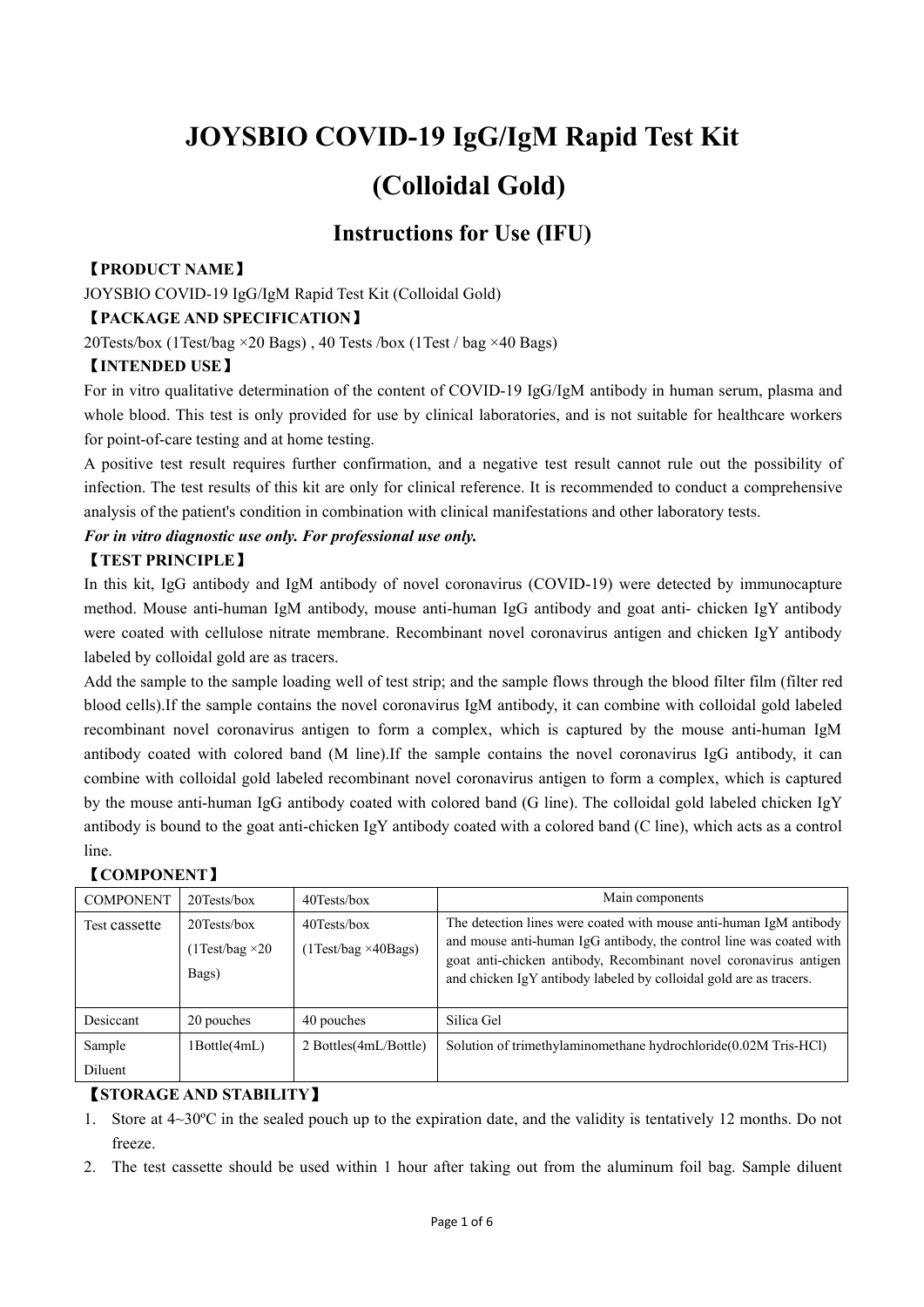# JOYSBIO COVID-19 IgG/IgM Rapid Test Kit (Colloidal Gold)

## Instructions for Use (IFU)

**【PRODUCT NAME】**

JOYSBIO COVID-19 IgG/IgM Rapid Test Kit (Colloidal Gold)

**【PACKAGE AND SPECIFICATION】**

20Tests/box (1Test/bag ×20 Bags) , 40 Tests /box (1Test / bag ×40 Bags)

**【INTENDED USE】**

For in vitro qualitative determination of the content of COVID-19 IgG/IgM antibody in human serum, plasma and whole blood. This test is only provided for use by clinical laboratories, and is not suitable for healthcare workers for point-of-care testing and at home testing.

A positive test result requires further confirmation, and a negative test result cannot rule out the possibility of infection. The test results of this kit are only for clinical reference. It is recommended to conduct a comprehensive analysis of the patient's condition in combination with clinical manifestations and other laboratory tests.

***For in vitro diagnostic use only. For professional use only.***

**【TEST PRINCIPLE】**

In this kit, IgG antibody and IgM antibody of novel coronavirus (COVID-19) were detected by immunocapture method. Mouse anti-human IgM antibody, mouse anti-human IgG antibody and goat anti- chicken IgY antibody were coated with cellulose nitrate membrane. Recombinant novel coronavirus antigen and chicken IgY antibody labeled by colloidal gold are as tracers.

Add the sample to the sample loading well of test strip; and the sample flows through the blood filter film (filter red blood cells).If the sample contains the novel coronavirus IgM antibody, it can combine with colloidal gold labeled recombinant novel coronavirus antigen to form a complex, which is captured by the mouse anti-human IgM antibody coated with colored band (M line).If the sample contains the novel coronavirus IgG antibody, it can combine with colloidal gold labeled recombinant novel coronavirus antigen to form a complex, which is captured by the mouse anti-human IgG antibody coated with colored band (G line). The colloidal gold labeled chicken IgY antibody is bound to the goat anti-chicken IgY antibody coated with a colored band (C line), which acts as a control line.

**【COMPONENT】**

| COMPONENT | 20Tests/box | 40Tests/box | Main components |
|---|---|---|---|
| Test cassette | 20Tests/box (1Test/bag ×20 Bags) | 40Tests/box (1Test/bag ×40Bags) | The detection lines were coated with mouse anti-human IgM antibody and mouse anti-human IgG antibody, the control line was coated with goat anti-chicken antibody, Recombinant novel coronavirus antigen and chicken IgY antibody labeled by colloidal gold are as tracers. |
| Desiccant | 20 pouches | 40 pouches | Silica Gel |
| Sample Diluent | 1Bottle(4mL) | 2 Bottles(4mL/Bottle) | Solution of trimethylaminomethane hydrochloride(0.02M Tris-HCl) |

**【STORAGE AND STABILITY】**

1. Store at 4~30ºC in the sealed pouch up to the expiration date, and the validity is tentatively 12 months. Do not freeze.
2. The test cassette should be used within 1 hour after taking out from the aluminum foil bag. Sample diluent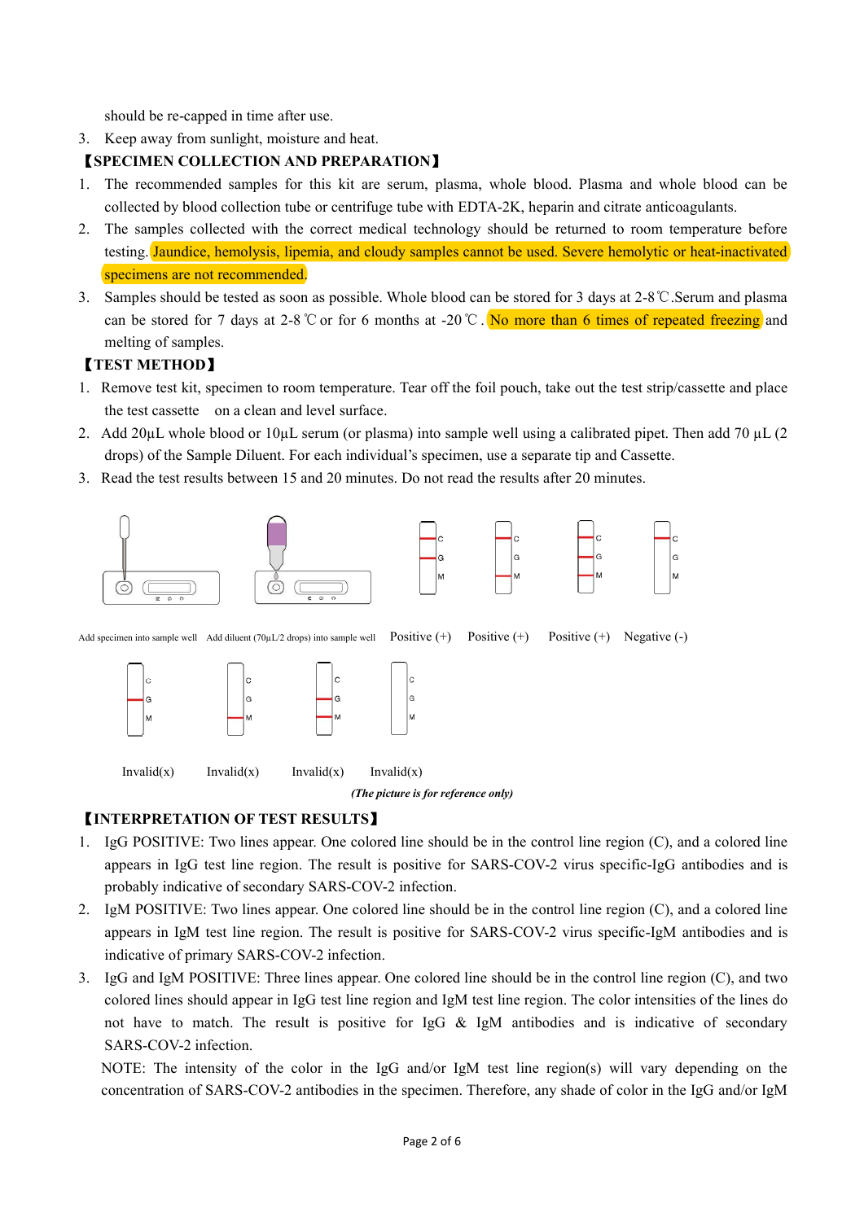should be re-capped in time after use.

3. Keep away from sunlight, moisture and heat.

【SPECIMEN COLLECTION AND PREPARATION】

1. The recommended samples for this kit are serum, plasma, whole blood. Plasma and whole blood can be collected by blood collection tube or centrifuge tube with EDTA-2K, heparin and citrate anticoagulants.
2. The samples collected with the correct medical technology should be returned to room temperature before testing. Jaundice, hemolysis, lipemia, and cloudy samples cannot be used. Severe hemolytic or heat-inactivated specimens are not recommended.
3. Samples should be tested as soon as possible. Whole blood can be stored for 3 days at 2-8℃.Serum and plasma can be stored for 7 days at 2-8℃ or for 6 months at -20℃. No more than 6 times of repeated freezing and melting of samples.

【TEST METHOD】

1. Remove test kit, specimen to room temperature. Tear off the foil pouch, take out the test strip/cassette and place the test cassette on a clean and level surface.
2. Add 20μL whole blood or 10μL serum (or plasma) into sample well using a calibrated pipet. Then add 70 μL (2 drops) of the Sample Diluent. For each individual's specimen, use a separate tip and Cassette.
3. Read the test results between 15 and 20 minutes. Do not read the results after 20 minutes.

Add specimen into sample well | Add diluent (70μL/2 drops) into sample well | Positive (+) | Positive (+) | Positive (+) | Negative (-)

Invalid(x) | Invalid(x) | Invalid(x) | Invalid(x)

*(The picture is for reference only)*

【INTERPRETATION OF TEST RESULTS】

1. IgG POSITIVE: Two lines appear. One colored line should be in the control line region (C), and a colored line appears in IgG test line region. The result is positive for SARS-COV-2 virus specific-IgG antibodies and is probably indicative of secondary SARS-COV-2 infection.
2. IgM POSITIVE: Two lines appear. One colored line should be in the control line region (C), and a colored line appears in IgM test line region. The result is positive for SARS-COV-2 virus specific-IgM antibodies and is indicative of primary SARS-COV-2 infection.
3. IgG and IgM POSITIVE: Three lines appear. One colored line should be in the control line region (C), and two colored lines should appear in IgG test line region and IgM test line region. The color intensities of the lines do not have to match. The result is positive for IgG & IgM antibodies and is indicative of secondary SARS-COV-2 infection.

NOTE: The intensity of the color in the IgG and/or IgM test line region(s) will vary depending on the concentration of SARS-COV-2 antibodies in the specimen. Therefore, any shade of color in the IgG and/or IgM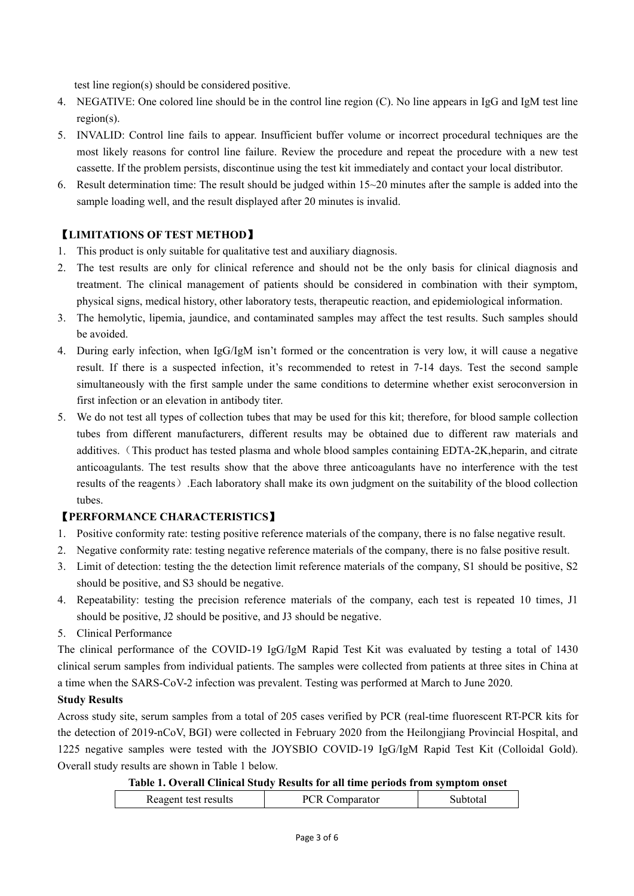test line region(s) should be considered positive.

4. NEGATIVE: One colored line should be in the control line region (C). No line appears in IgG and IgM test line region(s).
5. INVALID: Control line fails to appear. Insufficient buffer volume or incorrect procedural techniques are the most likely reasons for control line failure. Review the procedure and repeat the procedure with a new test cassette. If the problem persists, discontinue using the test kit immediately and contact your local distributor.
6. Result determination time: The result should be judged within 15~20 minutes after the sample is added into the sample loading well, and the result displayed after 20 minutes is invalid.

## 【LIMITATIONS OF TEST METHOD】

1. This product is only suitable for qualitative test and auxiliary diagnosis.
2. The test results are only for clinical reference and should not be the only basis for clinical diagnosis and treatment. The clinical management of patients should be considered in combination with their symptom, physical signs, medical history, other laboratory tests, therapeutic reaction, and epidemiological information.
3. The hemolytic, lipemia, jaundice, and contaminated samples may affect the test results. Such samples should be avoided.
4. During early infection, when IgG/IgM isn't formed or the concentration is very low, it will cause a negative result. If there is a suspected infection, it's recommended to retest in 7-14 days. Test the second sample simultaneously with the first sample under the same conditions to determine whether exist seroconversion in first infection or an elevation in antibody titer.
5. We do not test all types of collection tubes that may be used for this kit; therefore, for blood sample collection tubes from different manufacturers, different results may be obtained due to different raw materials and additives.（This product has tested plasma and whole blood samples containing EDTA-2K,heparin, and citrate anticoagulants. The test results show that the above three anticoagulants have no interference with the test results of the reagents）.Each laboratory shall make its own judgment on the suitability of the blood collection tubes.

## 【PERFORMANCE CHARACTERISTICS】

1. Positive conformity rate: testing positive reference materials of the company, there is no false negative result.
2. Negative conformity rate: testing negative reference materials of the company, there is no false positive result.
3. Limit of detection: testing the the detection limit reference materials of the company, S1 should be positive, S2 should be positive, and S3 should be negative.
4. Repeatability: testing the precision reference materials of the company, each test is repeated 10 times, J1 should be positive, J2 should be positive, and J3 should be negative.
5. Clinical Performance

The clinical performance of the COVID-19 IgG/IgM Rapid Test Kit was evaluated by testing a total of 1430 clinical serum samples from individual patients. The samples were collected from patients at three sites in China at a time when the SARS-CoV-2 infection was prevalent. Testing was performed at March to June 2020.

**Study Results**

Across study site, serum samples from a total of 205 cases verified by PCR (real-time fluorescent RT-PCR kits for the detection of 2019-nCoV, BGI) were collected in February 2020 from the Heilongjiang Provincial Hospital, and 1225 negative samples were tested with the JOYSBIO COVID-19 IgG/IgM Rapid Test Kit (Colloidal Gold). Overall study results are shown in Table 1 below.

**Table 1. Overall Clinical Study Results for all time periods from symptom onset**

| Reagent test results | PCR Comparator | Subtotal |
| --- | --- | --- |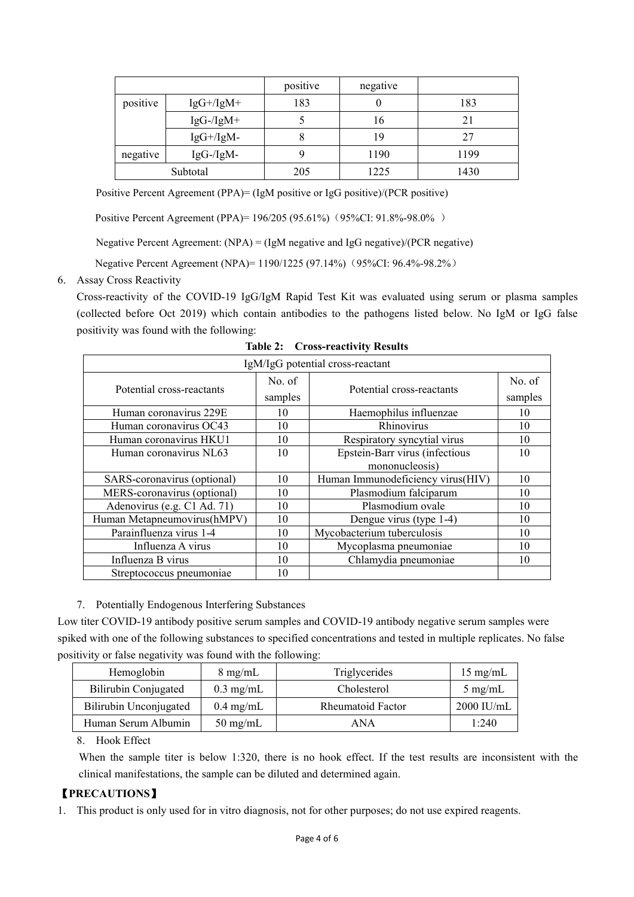| | | positive | negative | |
|---|---|---|---|---|
| positive | IgG+/IgM+ | 183 | 0 | 183 |
| | IgG-/IgM+ | 5 | 16 | 21 |
| | IgG+/IgM- | 8 | 19 | 27 |
| negative | IgG-/IgM- | 9 | 1190 | 1199 |
| Subtotal | | 205 | 1225 | 1430 |

Positive Percent Agreement (PPA)= (IgM positive or IgG positive)/(PCR positive)

Positive Percent Agreement (PPA)= 196/205 (95.61%)（95%CI: 91.8%-98.0% ）

Negative Percent Agreement: (NPA) = (IgM negative and IgG negative)/(PCR negative)

Negative Percent Agreement (NPA)= 1190/1225 (97.14%)（95%CI: 96.4%-98.2%）

6. Assay Cross Reactivity

Cross-reactivity of the COVID-19 IgG/IgM Rapid Test Kit was evaluated using serum or plasma samples (collected before Oct 2019) which contain antibodies to the pathogens listed below. No IgM or IgG false positivity was found with the following:

**Table 2: Cross-reactivity Results**

| IgM/IgG potential cross-reactant | | | |
|---|---|---|---|
| Potential cross-reactants | No. of samples | Potential cross-reactants | No. of samples |
| Human coronavirus 229E | 10 | Haemophilus influenzae | 10 |
| Human coronavirus OC43 | 10 | Rhinovirus | 10 |
| Human coronavirus HKU1 | 10 | Respiratory syncytial virus | 10 |
| Human coronavirus NL63 | 10 | Epstein-Barr virus (infectious mononucleosis) | 10 |
| SARS-coronavirus (optional) | 10 | Human Immunodeficiency virus(HIV) | 10 |
| MERS-coronavirus (optional) | 10 | Plasmodium falciparum | 10 |
| Adenovirus (e.g. C1 Ad. 71) | 10 | Plasmodium ovale | 10 |
| Human Metapneumovirus(hMPV) | 10 | Dengue virus (type 1-4) | 10 |
| Parainfluenza virus 1-4 | 10 | Mycobacterium tuberculosis | 10 |
| Influenza A virus | 10 | Mycoplasma pneumoniae | 10 |
| Influenza B virus | 10 | Chlamydia pneumoniae | 10 |
| Streptococcus pneumoniae | 10 | | |

7. Potentially Endogenous Interfering Substances

Low titer COVID-19 antibody positive serum samples and COVID-19 antibody negative serum samples were spiked with one of the following substances to specified concentrations and tested in multiple replicates. No false positivity or false negativity was found with the following:

| Hemoglobin | 8 mg/mL | Triglycerides | 15 mg/mL |
|---|---|---|---|
| Bilirubin Conjugated | 0.3 mg/mL | Cholesterol | 5 mg/mL |
| Bilirubin Unconjugated | 0.4 mg/mL | Rheumatoid Factor | 2000 IU/mL |
| Human Serum Albumin | 50 mg/mL | ANA | 1:240 |

8. Hook Effect

When the sample titer is below 1:320, there is no hook effect. If the test results are inconsistent with the clinical manifestations, the sample can be diluted and determined again.

## 【PRECAUTIONS】

1. This product is only used for in vitro diagnosis, not for other purposes; do not use expired reagents.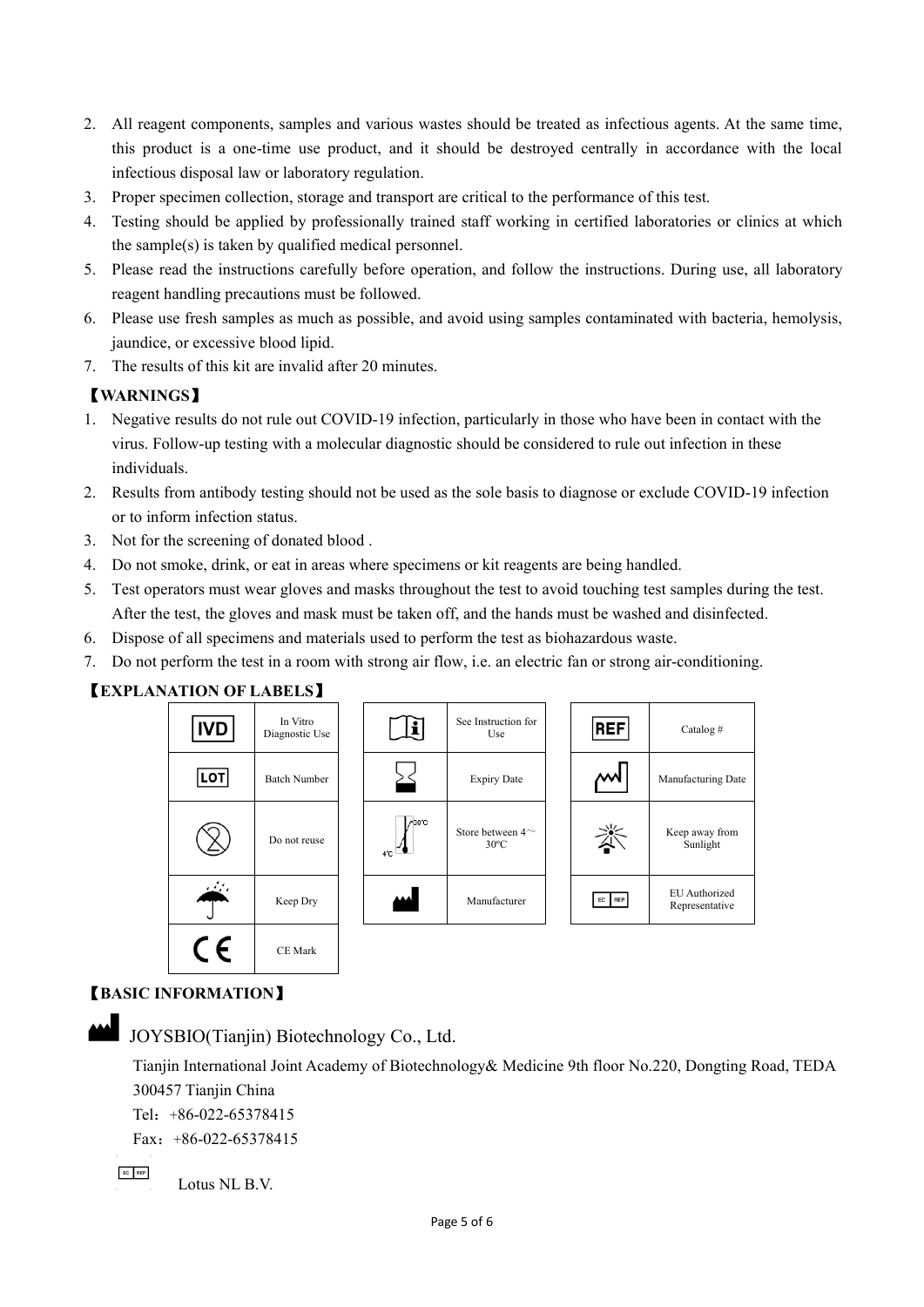2. All reagent components, samples and various wastes should be treated as infectious agents. At the same time, this product is a one-time use product, and it should be destroyed centrally in accordance with the local infectious disposal law or laboratory regulation.
3. Proper specimen collection, storage and transport are critical to the performance of this test.
4. Testing should be applied by professionally trained staff working in certified laboratories or clinics at which the sample(s) is taken by qualified medical personnel.
5. Please read the instructions carefully before operation, and follow the instructions. During use, all laboratory reagent handling precautions must be followed.
6. Please use fresh samples as much as possible, and avoid using samples contaminated with bacteria, hemolysis, jaundice, or excessive blood lipid.
7. The results of this kit are invalid after 20 minutes.

## 【WARNINGS】

1. Negative results do not rule out COVID-19 infection, particularly in those who have been in contact with the virus. Follow-up testing with a molecular diagnostic should be considered to rule out infection in these individuals.
2. Results from antibody testing should not be used as the sole basis to diagnose or exclude COVID-19 infection or to inform infection status.
3. Not for the screening of donated blood .
4. Do not smoke, drink, or eat in areas where specimens or kit reagents are being handled.
5. Test operators must wear gloves and masks throughout the test to avoid touching test samples during the test. After the test, the gloves and mask must be taken off, and the hands must be washed and disinfected.
6. Dispose of all specimens and materials used to perform the test as biohazardous waste.
7. Do not perform the test in a room with strong air flow, i.e. an electric fan or strong air-conditioning.

## 【EXPLANATION OF LABELS】

| Symbol | Meaning | Symbol | Meaning | Symbol | Meaning |
|---|---|---|---|---|---|
| IVD | In Vitro Diagnostic Use | i | See Instruction for Use | REF | Catalog # |
| LOT | Batch Number | | Expiry Date | | Manufacturing Date |
| | Do not reuse | 4℃ 30℃ | Store between 4～30ºC | | Keep away from Sunlight |
| | Keep Dry | | Manufacturer | EC REP | EU Authorized Representative |
| CE | CE Mark | | | | |

## 【BASIC INFORMATION】

JOYSBIO(Tianjin) Biotechnology Co., Ltd.

Tianjin International Joint Academy of Biotechnology& Medicine 9th floor No.220, Dongting Road, TEDA 300457 Tianjin China

Tel：+86-022-65378415

Fax：+86-022-65378415

EC REP Lotus NL B.V.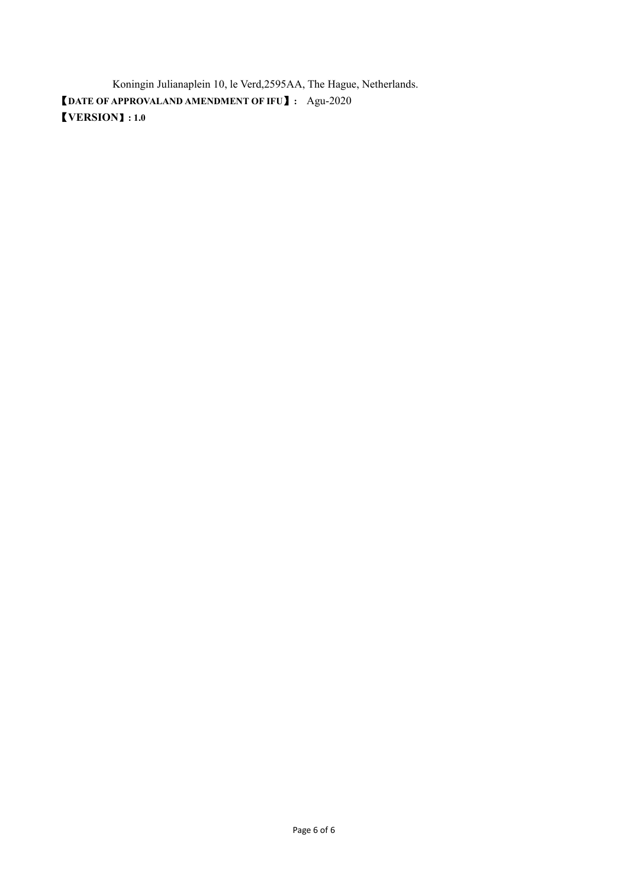Koningin Julianaplein 10, le Verd,2595AA, The Hague, Netherlands.

【**DATE OF APPROVALAND AMENDMENT OF IFU**】**:** Agu-2020

【**VERSION**】**: 1.0**